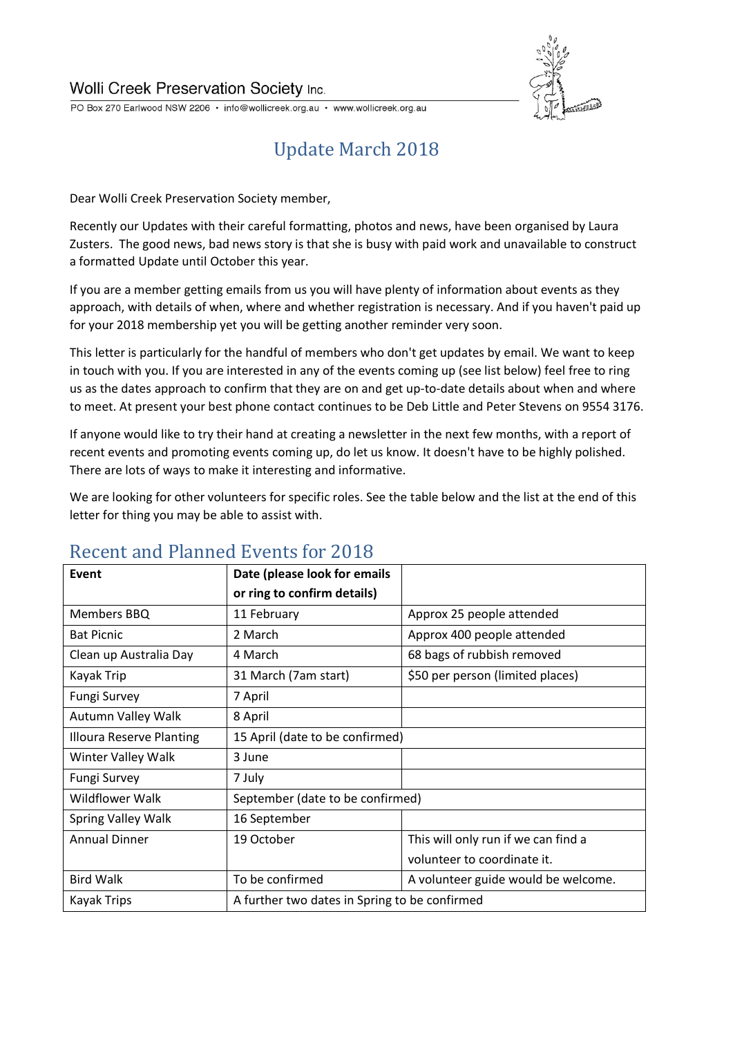Wolli Creek Preservation Society Inc.

PO Box 270 Earlwood NSW 2206 • info@wollicreek.org.au • www.wollicreek.org.au

# Update March 2018

Dear Wolli Creek Preservation Society member,

Recently our Updates with their careful formatting, photos and news, have been organised by Laura Zusters. The good news, bad news story is that she is busy with paid work and unavailable to construct a formatted Update until October this year.

If you are a member getting emails from us you will have plenty of information about events as they approach, with details of when, where and whether registration is necessary. And if you haven't paid up for your 2018 membership yet you will be getting another reminder very soon.

This letter is particularly for the handful of members who don't get updates by email. We want to keep in touch with you. If you are interested in any of the events coming up (see list below) feel free to ring us as the dates approach to confirm that they are on and get up-to-date details about when and where to meet. At present your best phone contact continues to be Deb Little and Peter Stevens on 9554 3176.

If anyone would like to try their hand at creating a newsletter in the next few months, with a report of recent events and promoting events coming up, do let us know. It doesn't have to be highly polished. There are lots of ways to make it interesting and informative.

We are looking for other volunteers for specific roles. See the table below and the list at the end of this letter for thing you may be able to assist with.

## Recent and Planned Events for 2018

| Event | Date (please look for emails or ring to confirm details) | |
|---|---|---|
| Members BBQ | 11 February | Approx 25 people attended |
| Bat Picnic | 2 March | Approx 400 people attended |
| Clean up Australia Day | 4 March | 68 bags of rubbish removed |
| Kayak Trip | 31 March (7am start) | $50 per person (limited places) |
| Fungi Survey | 7 April | |
| Autumn Valley Walk | 8 April | |
| Illoura Reserve Planting | 15 April (date to be confirmed) | |
| Winter Valley Walk | 3 June | |
| Fungi Survey | 7 July | |
| Wildflower Walk | September (date to be confirmed) | |
| Spring Valley Walk | 16 September | |
| Annual Dinner | 19 October | This will only run if we can find a volunteer to coordinate it. |
| Bird Walk | To be confirmed | A volunteer guide would be welcome. |
| Kayak Trips | A further two dates in Spring to be confirmed | |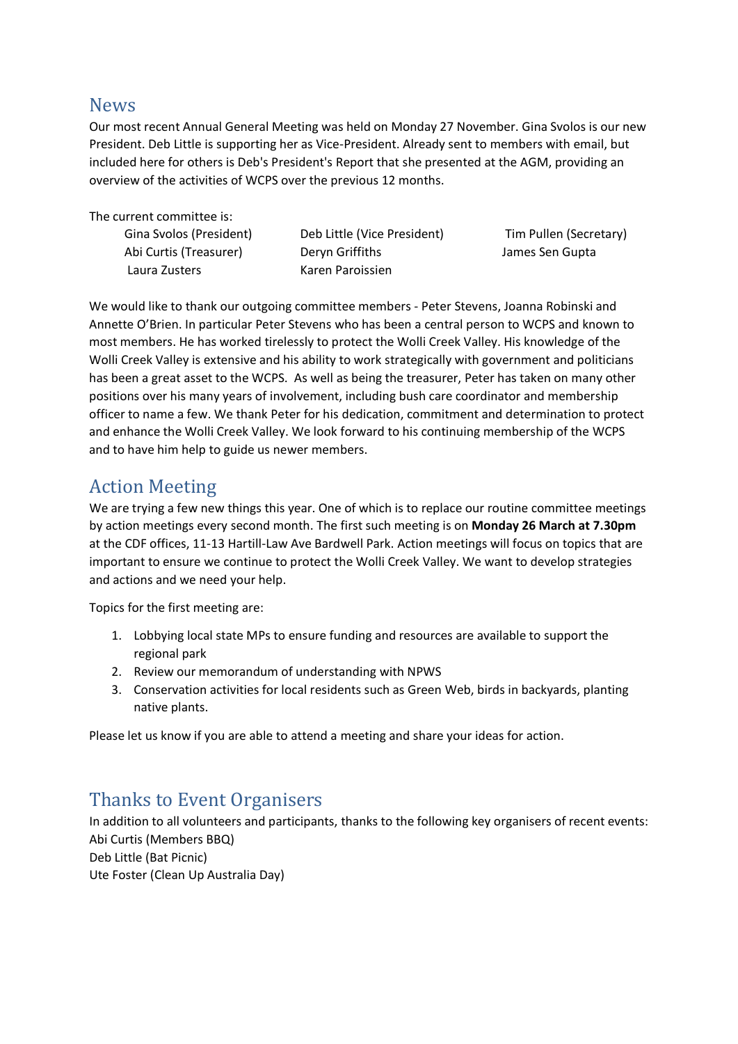## News

Our most recent Annual General Meeting was held on Monday 27 November. Gina Svolos is our new President. Deb Little is supporting her as Vice-President. Already sent to members with email, but included here for others is Deb's President's Report that she presented at the AGM, providing an overview of the activities of WCPS over the previous 12 months.

The current committee is:

| | | |
|---|---|---|
| Gina Svolos (President) | Deb Little (Vice President) | Tim Pullen (Secretary) |
| Abi Curtis (Treasurer) | Deryn Griffiths | James Sen Gupta |
| Laura Zusters | Karen Paroissien | |

We would like to thank our outgoing committee members - Peter Stevens, Joanna Robinski and Annette O'Brien. In particular Peter Stevens who has been a central person to WCPS and known to most members. He has worked tirelessly to protect the Wolli Creek Valley. His knowledge of the Wolli Creek Valley is extensive and his ability to work strategically with government and politicians has been a great asset to the WCPS. As well as being the treasurer, Peter has taken on many other positions over his many years of involvement, including bush care coordinator and membership officer to name a few. We thank Peter for his dedication, commitment and determination to protect and enhance the Wolli Creek Valley. We look forward to his continuing membership of the WCPS and to have him help to guide us newer members.

## Action Meeting

We are trying a few new things this year. One of which is to replace our routine committee meetings by action meetings every second month. The first such meeting is on **Monday 26 March at 7.30pm** at the CDF offices, 11-13 Hartill-Law Ave Bardwell Park. Action meetings will focus on topics that are important to ensure we continue to protect the Wolli Creek Valley. We want to develop strategies and actions and we need your help.

Topics for the first meeting are:

1. Lobbying local state MPs to ensure funding and resources are available to support the regional park
2. Review our memorandum of understanding with NPWS
3. Conservation activities for local residents such as Green Web, birds in backyards, planting native plants.

Please let us know if you are able to attend a meeting and share your ideas for action.

## Thanks to Event Organisers

In addition to all volunteers and participants, thanks to the following key organisers of recent events:

Abi Curtis (Members BBQ)
Deb Little (Bat Picnic)
Ute Foster (Clean Up Australia Day)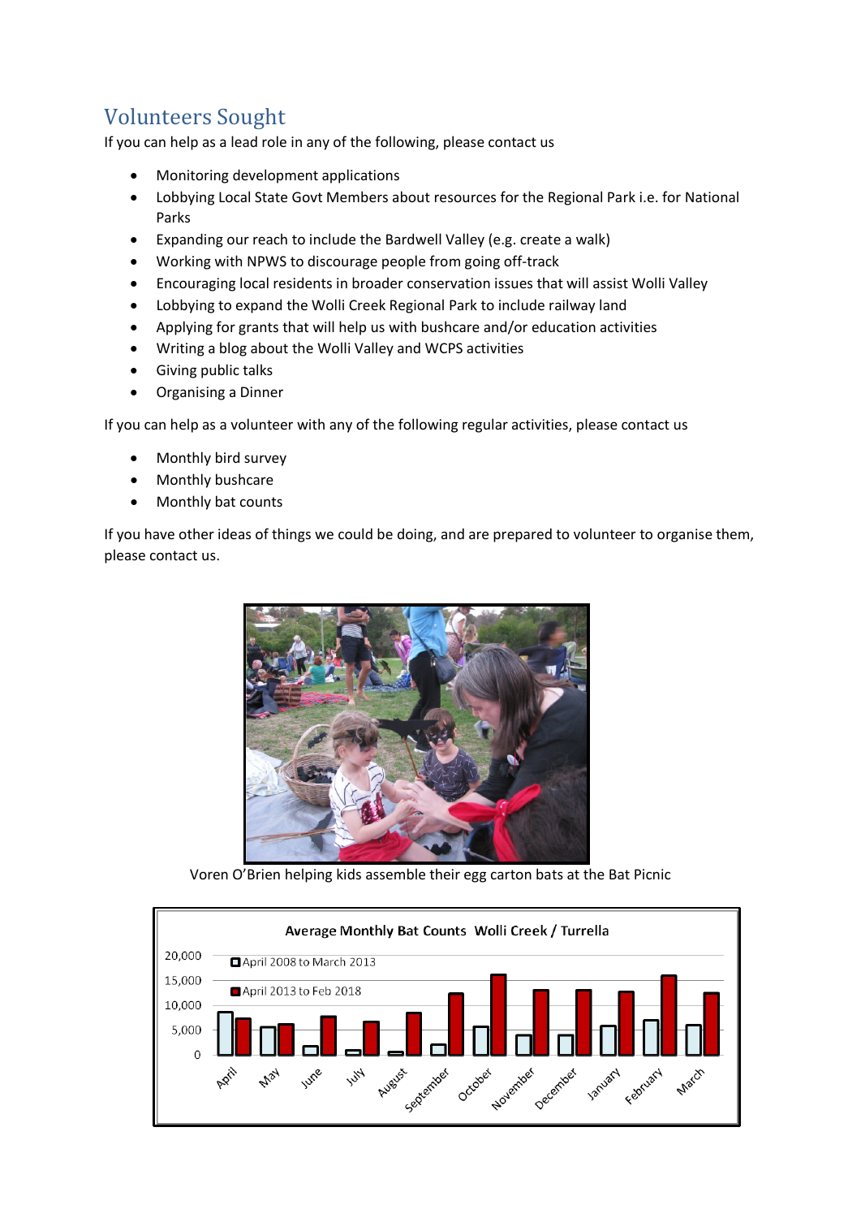## Volunteers Sought

If you can help as a lead role in any of the following, please contact us

- Monitoring development applications
- Lobbying Local State Govt Members about resources for the Regional Park i.e. for National Parks
- Expanding our reach to include the Bardwell Valley (e.g. create a walk)
- Working with NPWS to discourage people from going off-track
- Encouraging local residents in broader conservation issues that will assist Wolli Valley
- Lobbying to expand the Wolli Creek Regional Park to include railway land
- Applying for grants that will help us with bushcare and/or education activities
- Writing a blog about the Wolli Valley and WCPS activities
- Giving public talks
- Organising a Dinner

If you can help as a volunteer with any of the following regular activities, please contact us

- Monthly bird survey
- Monthly bushcare
- Monthly bat counts

If you have other ideas of things we could be doing, and are prepared to volunteer to organise them, please contact us.

Voren O'Brien helping kids assemble their egg carton bats at the Bat Picnic

Average Monthly Bat Counts Wolli Creek / Turrella

April 2008 to March 2013

April 2013 to Feb 2018

20,000
15,000
10,000
5,000
0

April
May
June
July
August
September
October
November
December
January
February
March